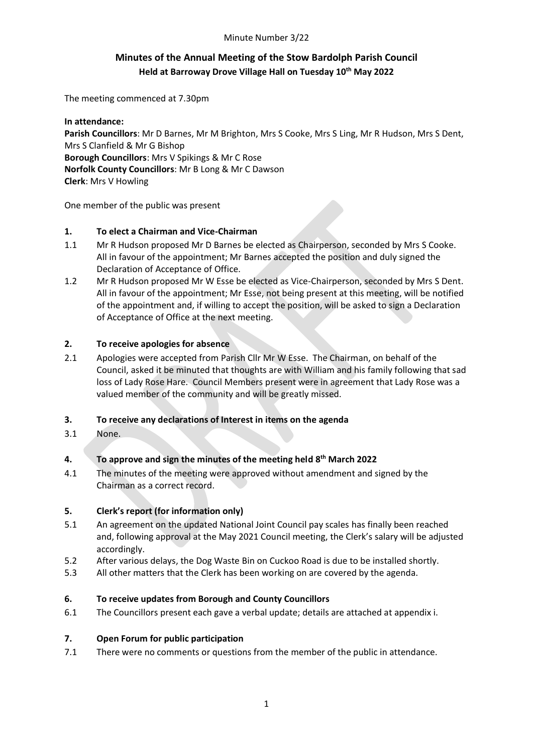Minute Number 3/22

# Minutes of the Annual Meeting of the Stow Bardolph Parish Council

## Held at Barroway Drove Village Hall on Tuesday 10th May 2022

The meeting commenced at 7.30pm

**In attendance:**
**Parish Councillors**: Mr D Barnes, Mr M Brighton, Mrs S Cooke, Mrs S Ling, Mr R Hudson, Mrs S Dent, Mrs S Clanfield & Mr G Bishop
**Borough Councillors**: Mrs V Spikings & Mr C Rose
**Norfolk County Councillors**: Mr B Long & Mr C Dawson
**Clerk**: Mrs V Howling

One member of the public was present

### 1. To elect a Chairman and Vice-Chairman

1.1 Mr R Hudson proposed Mr D Barnes be elected as Chairperson, seconded by Mrs S Cooke. All in favour of the appointment; Mr Barnes accepted the position and duly signed the Declaration of Acceptance of Office.

1.2 Mr R Hudson proposed Mr W Esse be elected as Vice-Chairperson, seconded by Mrs S Dent. All in favour of the appointment; Mr Esse, not being present at this meeting, will be notified of the appointment and, if willing to accept the position, will be asked to sign a Declaration of Acceptance of Office at the next meeting.

### 2. To receive apologies for absence

2.1 Apologies were accepted from Parish Cllr Mr W Esse. The Chairman, on behalf of the Council, asked it be minuted that thoughts are with William and his family following that sad loss of Lady Rose Hare. Council Members present were in agreement that Lady Rose was a valued member of the community and will be greatly missed.

### 3. To receive any declarations of Interest in items on the agenda

3.1 None.

### 4. To approve and sign the minutes of the meeting held 8th March 2022

4.1 The minutes of the meeting were approved without amendment and signed by the Chairman as a correct record.

### 5. Clerk's report (for information only)

5.1 An agreement on the updated National Joint Council pay scales has finally been reached and, following approval at the May 2021 Council meeting, the Clerk's salary will be adjusted accordingly.

5.2 After various delays, the Dog Waste Bin on Cuckoo Road is due to be installed shortly.

5.3 All other matters that the Clerk has been working on are covered by the agenda.

### 6. To receive updates from Borough and County Councillors

6.1 The Councillors present each gave a verbal update; details are attached at appendix i.

### 7. Open Forum for public participation

7.1 There were no comments or questions from the member of the public in attendance.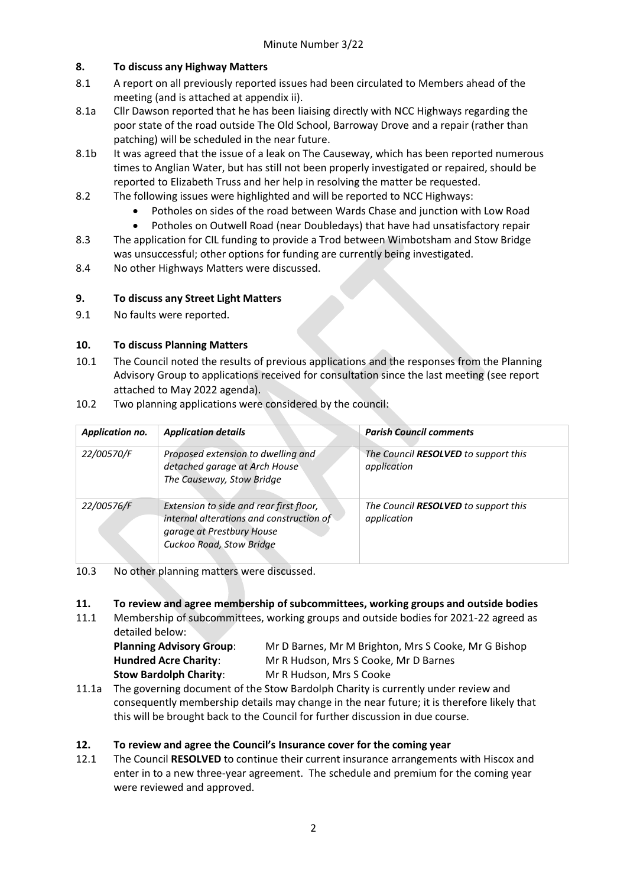Minute Number 3/22

## 8. To discuss any Highway Matters

8.1 A report on all previously reported issues had been circulated to Members ahead of the meeting (and is attached at appendix ii).

8.1a Cllr Dawson reported that he has been liaising directly with NCC Highways regarding the poor state of the road outside The Old School, Barroway Drove and a repair (rather than patching) will be scheduled in the near future.

8.1b It was agreed that the issue of a leak on The Causeway, which has been reported numerous times to Anglian Water, but has still not been properly investigated or repaired, should be reported to Elizabeth Truss and her help in resolving the matter be requested.

8.2 The following issues were highlighted and will be reported to NCC Highways:

- Potholes on sides of the road between Wards Chase and junction with Low Road
- Potholes on Outwell Road (near Doubledays) that have had unsatisfactory repair

8.3 The application for CIL funding to provide a Trod between Wimbotsham and Stow Bridge was unsuccessful; other options for funding are currently being investigated.

8.4 No other Highways Matters were discussed.

## 9. To discuss any Street Light Matters

9.1 No faults were reported.

## 10. To discuss Planning Matters

10.1 The Council noted the results of previous applications and the responses from the Planning Advisory Group to applications received for consultation since the last meeting (see report attached to May 2022 agenda).

10.2 Two planning applications were considered by the council:

| *Application no.* | *Application details* | *Parish Council comments* |
|---|---|---|
| *22/00570/F* | *Proposed extension to dwelling and detached garage at Arch House The Causeway, Stow Bridge* | *The Council **RESOLVED** to support this application* |
| *22/00576/F* | *Extension to side and rear first floor, internal alterations and construction of garage at Prestbury House Cuckoo Road, Stow Bridge* | *The Council **RESOLVED** to support this application* |

10.3 No other planning matters were discussed.

## 11. To review and agree membership of subcommittees, working groups and outside bodies

11.1 Membership of subcommittees, working groups and outside bodies for 2021-22 agreed as detailed below:

**Planning Advisory Group**: Mr D Barnes, Mr M Brighton, Mrs S Cooke, Mr G Bishop
**Hundred Acre Charity**: Mr R Hudson, Mrs S Cooke, Mr D Barnes
**Stow Bardolph Charity**: Mr R Hudson, Mrs S Cooke

11.1a The governing document of the Stow Bardolph Charity is currently under review and consequently membership details may change in the near future; it is therefore likely that this will be brought back to the Council for further discussion in due course.

## 12. To review and agree the Council's Insurance cover for the coming year

12.1 The Council **RESOLVED** to continue their current insurance arrangements with Hiscox and enter in to a new three-year agreement. The schedule and premium for the coming year were reviewed and approved.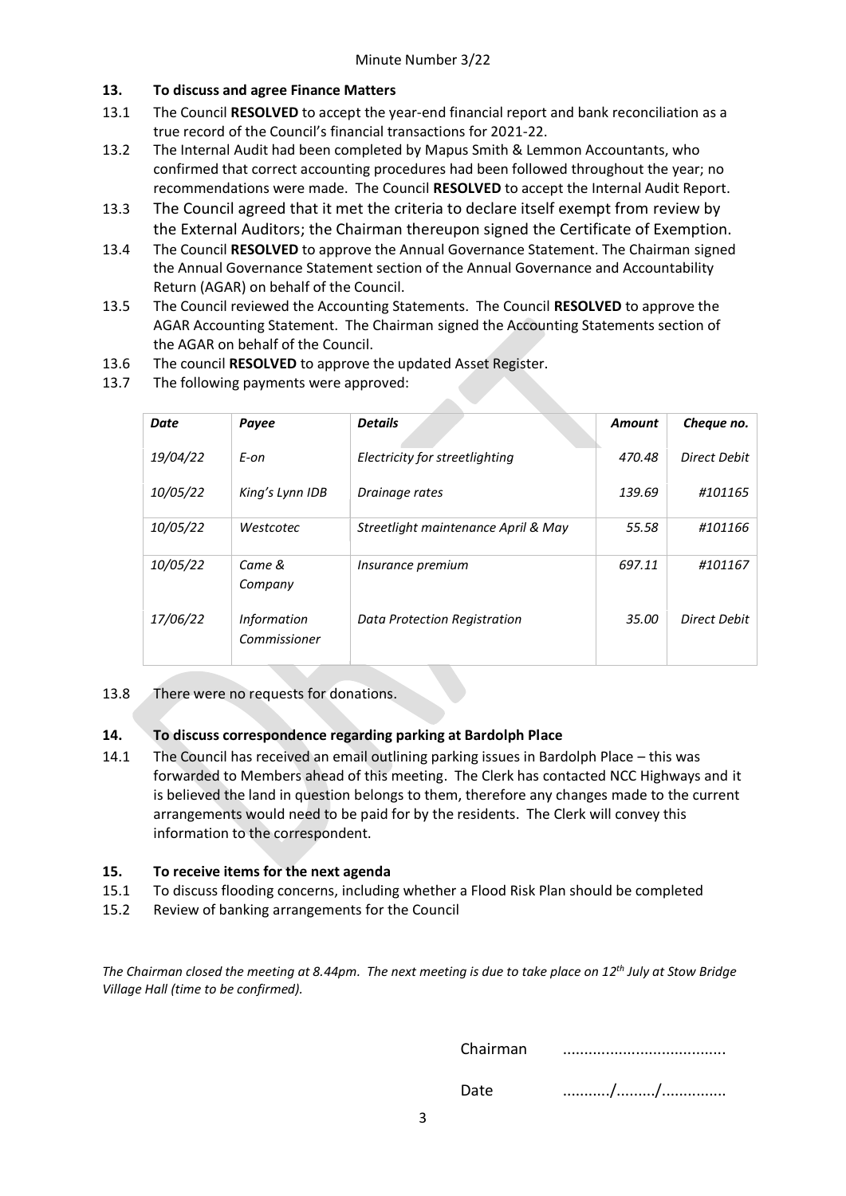Minute Number 3/22

## 13. To discuss and agree Finance Matters

13.1 The Council **RESOLVED** to accept the year-end financial report and bank reconciliation as a true record of the Council's financial transactions for 2021-22.

13.2 The Internal Audit had been completed by Mapus Smith & Lemmon Accountants, who confirmed that correct accounting procedures had been followed throughout the year; no recommendations were made. The Council **RESOLVED** to accept the Internal Audit Report.

13.3 The Council agreed that it met the criteria to declare itself exempt from review by the External Auditors; the Chairman thereupon signed the Certificate of Exemption.

13.4 The Council **RESOLVED** to approve the Annual Governance Statement. The Chairman signed the Annual Governance Statement section of the Annual Governance and Accountability Return (AGAR) on behalf of the Council.

13.5 The Council reviewed the Accounting Statements. The Council **RESOLVED** to approve the AGAR Accounting Statement. The Chairman signed the Accounting Statements section of the AGAR on behalf of the Council.

13.6 The council **RESOLVED** to approve the updated Asset Register.

13.7 The following payments were approved:

| *Date* | *Payee* | *Details* | *Amount* | *Cheque no.* |
|---|---|---|---|---|
| *19/04/22* | *E-on* | *Electricity for streetlighting* | *470.48* | *Direct Debit* |
| *10/05/22* | *King's Lynn IDB* | *Drainage rates* | *139.69* | *#101165* |
| *10/05/22* | *Westcotec* | *Streetlight maintenance April & May* | *55.58* | *#101166* |
| *10/05/22* | *Came & Company* | *Insurance premium* | *697.11* | *#101167* |
| *17/06/22* | *Information Commissioner* | *Data Protection Registration* | *35.00* | *Direct Debit* |

13.8 There were no requests for donations.

## 14. To discuss correspondence regarding parking at Bardolph Place

14.1 The Council has received an email outlining parking issues in Bardolph Place – this was forwarded to Members ahead of this meeting. The Clerk has contacted NCC Highways and it is believed the land in question belongs to them, therefore any changes made to the current arrangements would need to be paid for by the residents. The Clerk will convey this information to the correspondent.

## 15. To receive items for the next agenda

15.1 To discuss flooding concerns, including whether a Flood Risk Plan should be completed

15.2 Review of banking arrangements for the Council

*The Chairman closed the meeting at 8.44pm. The next meeting is due to take place on 12th July at Stow Bridge Village Hall (time to be confirmed).*

Chairman ......................................

Date .........../........./..............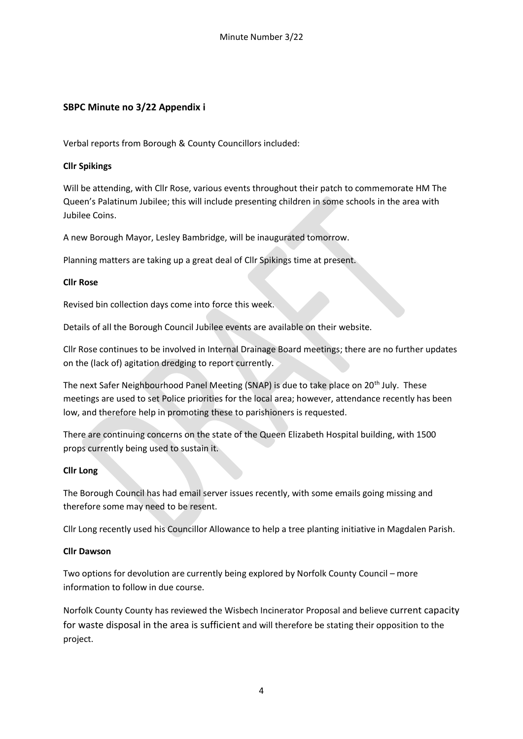## SBPC Minute no 3/22 Appendix i

Verbal reports from Borough & County Councillors included:

**Cllr Spikings**

Will be attending, with Cllr Rose, various events throughout their patch to commemorate HM The Queen's Palatinum Jubilee; this will include presenting children in some schools in the area with Jubilee Coins.

A new Borough Mayor, Lesley Bambridge, will be inaugurated tomorrow.

Planning matters are taking up a great deal of Cllr Spikings time at present.

**Cllr Rose**

Revised bin collection days come into force this week.

Details of all the Borough Council Jubilee events are available on their website.

Cllr Rose continues to be involved in Internal Drainage Board meetings; there are no further updates on the (lack of) agitation dredging to report currently.

The next Safer Neighbourhood Panel Meeting (SNAP) is due to take place on 20th July. These meetings are used to set Police priorities for the local area; however, attendance recently has been low, and therefore help in promoting these to parishioners is requested.

There are continuing concerns on the state of the Queen Elizabeth Hospital building, with 1500 props currently being used to sustain it.

**Cllr Long**

The Borough Council has had email server issues recently, with some emails going missing and therefore some may need to be resent.

Cllr Long recently used his Councillor Allowance to help a tree planting initiative in Magdalen Parish.

**Cllr Dawson**

Two options for devolution are currently being explored by Norfolk County Council – more information to follow in due course.

Norfolk County County has reviewed the Wisbech Incinerator Proposal and believe current capacity for waste disposal in the area is sufficient and will therefore be stating their opposition to the project.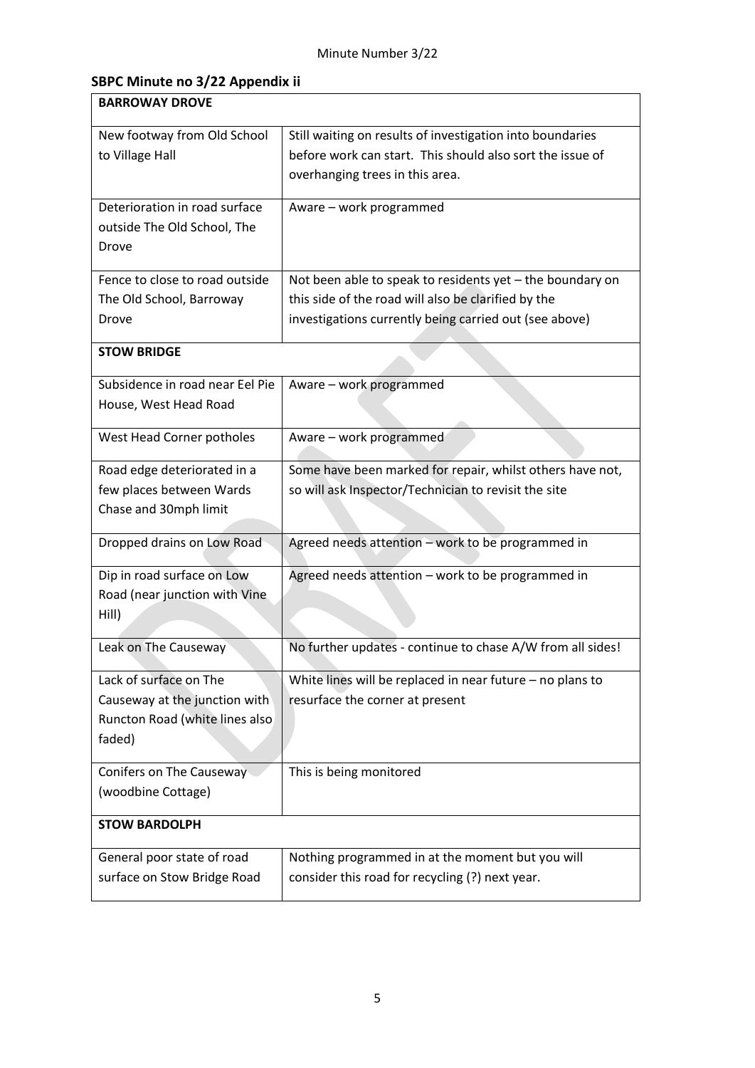## SBPC Minute no 3/22 Appendix ii

| | |
|---|---|
| **BARROWAY DROVE** | |
| New footway from Old School to Village Hall | Still waiting on results of investigation into boundaries before work can start. This should also sort the issue of overhanging trees in this area. |
| Deterioration in road surface outside The Old School, The Drove | Aware – work programmed |
| Fence to close to road outside The Old School, Barroway Drove | Not been able to speak to residents yet – the boundary on this side of the road will also be clarified by the investigations currently being carried out (see above) |
| **STOW BRIDGE** | |
| Subsidence in road near Eel Pie House, West Head Road | Aware – work programmed |
| West Head Corner potholes | Aware – work programmed |
| Road edge deteriorated in a few places between Wards Chase and 30mph limit | Some have been marked for repair, whilst others have not, so will ask Inspector/Technician to revisit the site |
| Dropped drains on Low Road | Agreed needs attention – work to be programmed in |
| Dip in road surface on Low Road (near junction with Vine Hill) | Agreed needs attention – work to be programmed in |
| Leak on The Causeway | No further updates - continue to chase A/W from all sides! |
| Lack of surface on The Causeway at the junction with Runcton Road (white lines also faded) | White lines will be replaced in near future – no plans to resurface the corner at present |
| Conifers on The Causeway (woodbine Cottage) | This is being monitored |
| **STOW BARDOLPH** | |
| General poor state of road surface on Stow Bridge Road | Nothing programmed in at the moment but you will consider this road for recycling (?) next year. |